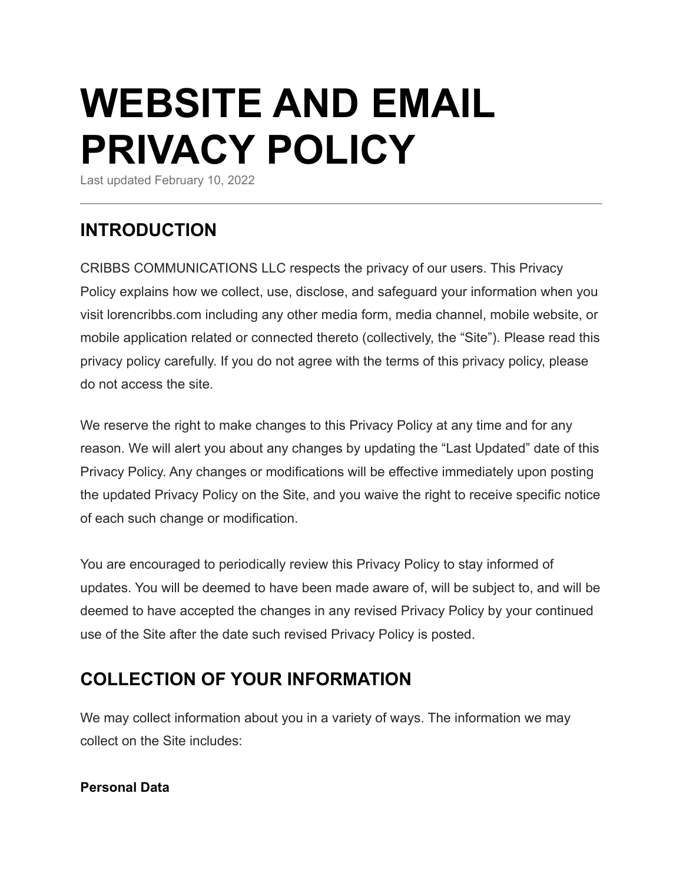# WEBSITE AND EMAIL PRIVACY POLICY

Last updated February 10, 2022

---

## INTRODUCTION

CRIBBS COMMUNICATIONS LLC respects the privacy of our users. This Privacy Policy explains how we collect, use, disclose, and safeguard your information when you visit lorencribbs.com including any other media form, media channel, mobile website, or mobile application related or connected thereto (collectively, the “Site”). Please read this privacy policy carefully. If you do not agree with the terms of this privacy policy, please do not access the site.

We reserve the right to make changes to this Privacy Policy at any time and for any reason. We will alert you about any changes by updating the “Last Updated” date of this Privacy Policy. Any changes or modifications will be effective immediately upon posting the updated Privacy Policy on the Site, and you waive the right to receive specific notice of each such change or modification.

You are encouraged to periodically review this Privacy Policy to stay informed of updates. You will be deemed to have been made aware of, will be subject to, and will be deemed to have accepted the changes in any revised Privacy Policy by your continued use of the Site after the date such revised Privacy Policy is posted.

## COLLECTION OF YOUR INFORMATION

We may collect information about you in a variety of ways. The information we may collect on the Site includes:

**Personal Data**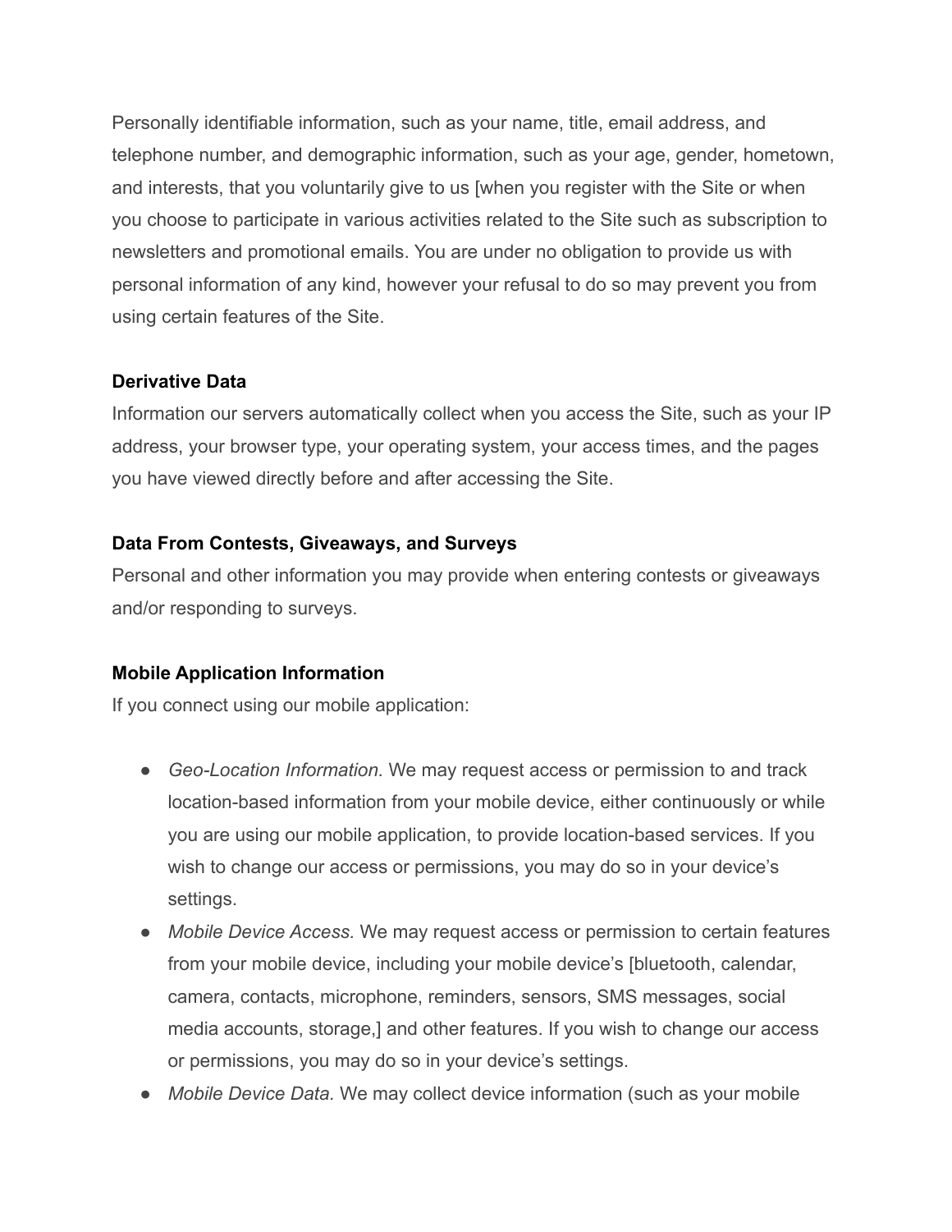Personally identifiable information, such as your name, title, email address, and telephone number, and demographic information, such as your age, gender, hometown, and interests, that you voluntarily give to us [when you register with the Site or when you choose to participate in various activities related to the Site such as subscription to newsletters and promotional emails. You are under no obligation to provide us with personal information of any kind, however your refusal to do so may prevent you from using certain features of the Site.

**Derivative Data**

Information our servers automatically collect when you access the Site, such as your IP address, your browser type, your operating system, your access times, and the pages you have viewed directly before and after accessing the Site.

**Data From Contests, Giveaways, and Surveys**

Personal and other information you may provide when entering contests or giveaways and/or responding to surveys.

**Mobile Application Information**

If you connect using our mobile application:

- *Geo-Location Information.* We may request access or permission to and track location-based information from your mobile device, either continuously or while you are using our mobile application, to provide location-based services. If you wish to change our access or permissions, you may do so in your device's settings.
- *Mobile Device Access.* We may request access or permission to certain features from your mobile device, including your mobile device's [bluetooth, calendar, camera, contacts, microphone, reminders, sensors, SMS messages, social media accounts, storage,] and other features. If you wish to change our access or permissions, you may do so in your device's settings.
- *Mobile Device Data.* We may collect device information (such as your mobile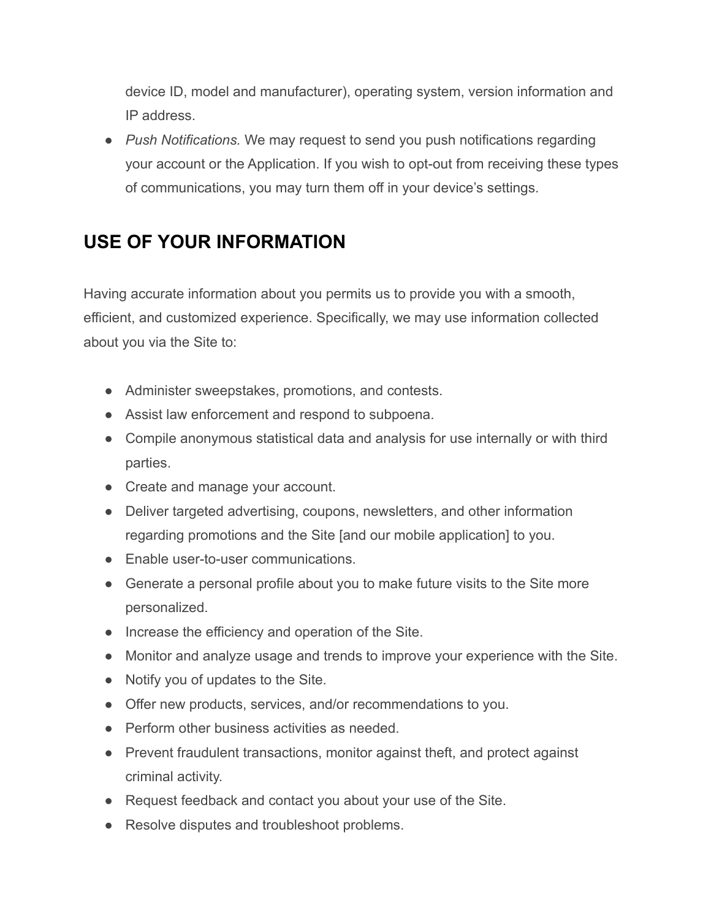device ID, model and manufacturer), operating system, version information and IP address.

- *Push Notifications.* We may request to send you push notifications regarding your account or the Application. If you wish to opt-out from receiving these types of communications, you may turn them off in your device's settings.

## USE OF YOUR INFORMATION

Having accurate information about you permits us to provide you with a smooth, efficient, and customized experience. Specifically, we may use information collected about you via the Site to:

- Administer sweepstakes, promotions, and contests.
- Assist law enforcement and respond to subpoena.
- Compile anonymous statistical data and analysis for use internally or with third parties.
- Create and manage your account.
- Deliver targeted advertising, coupons, newsletters, and other information regarding promotions and the Site [and our mobile application] to you.
- Enable user-to-user communications.
- Generate a personal profile about you to make future visits to the Site more personalized.
- Increase the efficiency and operation of the Site.
- Monitor and analyze usage and trends to improve your experience with the Site.
- Notify you of updates to the Site.
- Offer new products, services, and/or recommendations to you.
- Perform other business activities as needed.
- Prevent fraudulent transactions, monitor against theft, and protect against criminal activity.
- Request feedback and contact you about your use of the Site.
- Resolve disputes and troubleshoot problems.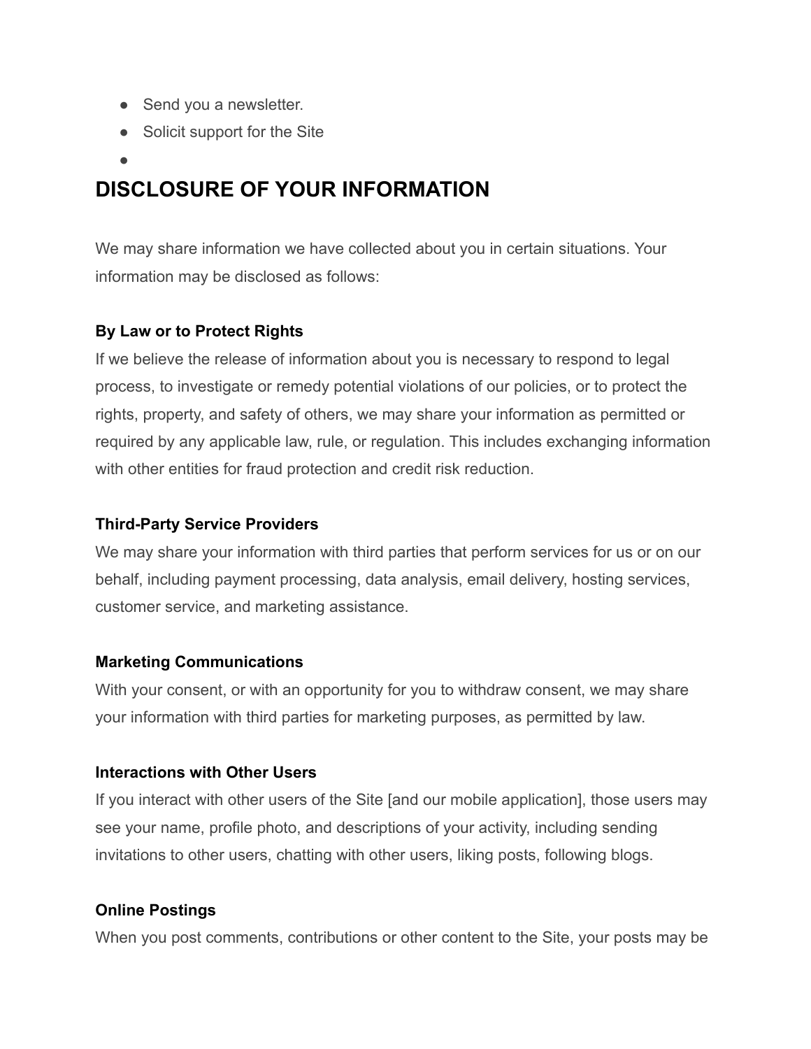- Send you a newsletter.
- Solicit support for the Site
- 

## DISCLOSURE OF YOUR INFORMATION

We may share information we have collected about you in certain situations. Your information may be disclosed as follows:

**By Law or to Protect Rights**
If we believe the release of information about you is necessary to respond to legal process, to investigate or remedy potential violations of our policies, or to protect the rights, property, and safety of others, we may share your information as permitted or required by any applicable law, rule, or regulation. This includes exchanging information with other entities for fraud protection and credit risk reduction.

**Third-Party Service Providers**
We may share your information with third parties that perform services for us or on our behalf, including payment processing, data analysis, email delivery, hosting services, customer service, and marketing assistance.

**Marketing Communications**
With your consent, or with an opportunity for you to withdraw consent, we may share your information with third parties for marketing purposes, as permitted by law.

**Interactions with Other Users**
If you interact with other users of the Site [and our mobile application], those users may see your name, profile photo, and descriptions of your activity, including sending invitations to other users, chatting with other users, liking posts, following blogs.

**Online Postings**
When you post comments, contributions or other content to the Site, your posts may be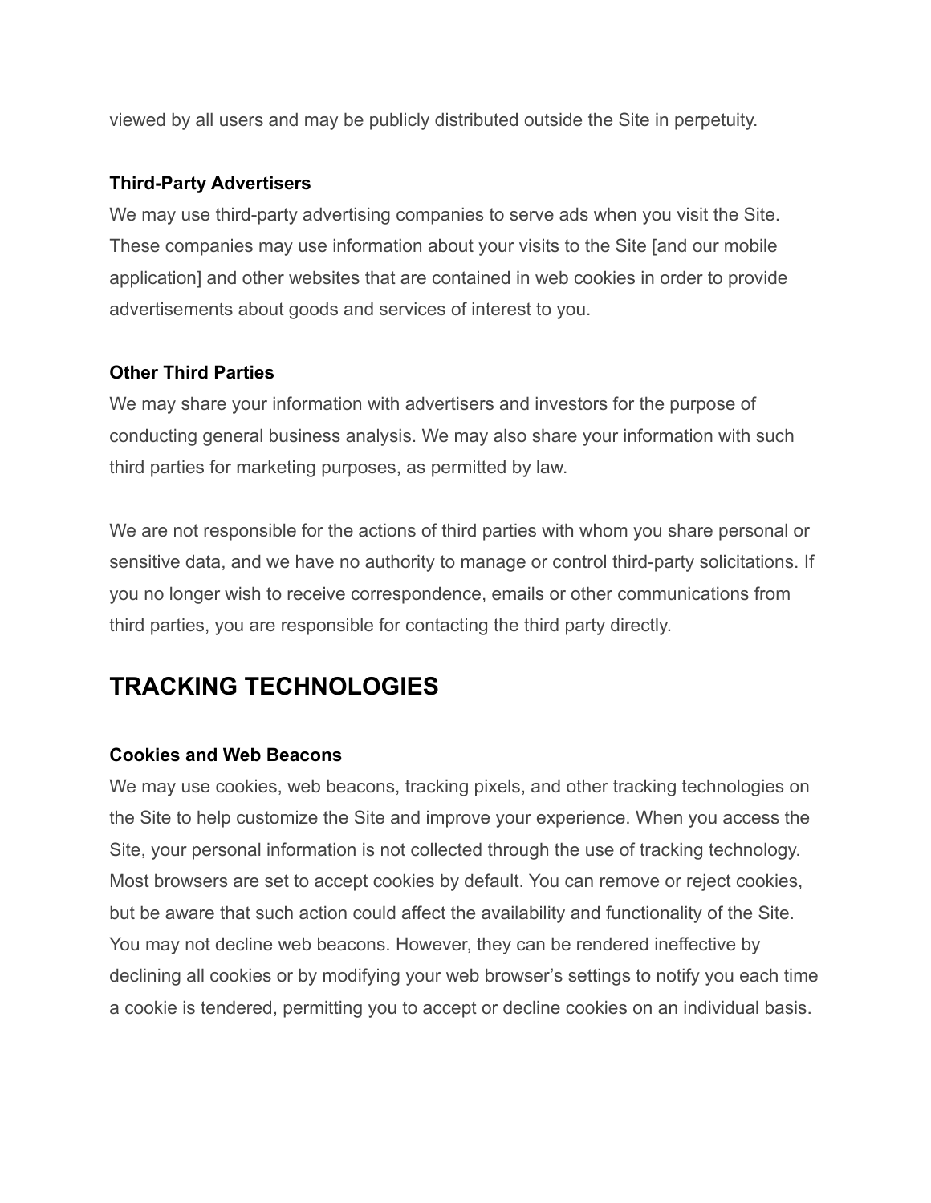viewed by all users and may be publicly distributed outside the Site in perpetuity.

**Third-Party Advertisers**

We may use third-party advertising companies to serve ads when you visit the Site. These companies may use information about your visits to the Site [and our mobile application] and other websites that are contained in web cookies in order to provide advertisements about goods and services of interest to you.

**Other Third Parties**

We may share your information with advertisers and investors for the purpose of conducting general business analysis. We may also share your information with such third parties for marketing purposes, as permitted by law.

We are not responsible for the actions of third parties with whom you share personal or sensitive data, and we have no authority to manage or control third-party solicitations. If you no longer wish to receive correspondence, emails or other communications from third parties, you are responsible for contacting the third party directly.

# TRACKING TECHNOLOGIES

**Cookies and Web Beacons**

We may use cookies, web beacons, tracking pixels, and other tracking technologies on the Site to help customize the Site and improve your experience. When you access the Site, your personal information is not collected through the use of tracking technology. Most browsers are set to accept cookies by default. You can remove or reject cookies, but be aware that such action could affect the availability and functionality of the Site. You may not decline web beacons. However, they can be rendered ineffective by declining all cookies or by modifying your web browser's settings to notify you each time a cookie is tendered, permitting you to accept or decline cookies on an individual basis.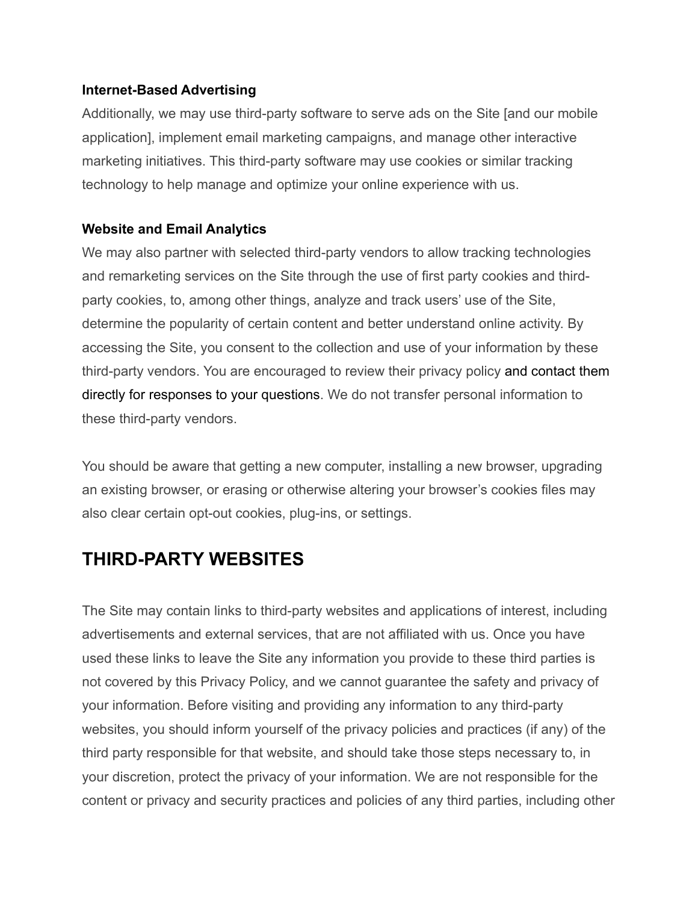**Internet-Based Advertising**

Additionally, we may use third-party software to serve ads on the Site [and our mobile application], implement email marketing campaigns, and manage other interactive marketing initiatives. This third-party software may use cookies or similar tracking technology to help manage and optimize your online experience with us.

**Website and Email Analytics**

We may also partner with selected third-party vendors to allow tracking technologies and remarketing services on the Site through the use of first party cookies and third-party cookies, to, among other things, analyze and track users' use of the Site, determine the popularity of certain content and better understand online activity. By accessing the Site, you consent to the collection and use of your information by these third-party vendors. You are encouraged to review their privacy policy and contact them directly for responses to your questions. We do not transfer personal information to these third-party vendors.

You should be aware that getting a new computer, installing a new browser, upgrading an existing browser, or erasing or otherwise altering your browser's cookies files may also clear certain opt-out cookies, plug-ins, or settings.

## THIRD-PARTY WEBSITES

The Site may contain links to third-party websites and applications of interest, including advertisements and external services, that are not affiliated with us. Once you have used these links to leave the Site any information you provide to these third parties is not covered by this Privacy Policy, and we cannot guarantee the safety and privacy of your information. Before visiting and providing any information to any third-party websites, you should inform yourself of the privacy policies and practices (if any) of the third party responsible for that website, and should take those steps necessary to, in your discretion, protect the privacy of your information. We are not responsible for the content or privacy and security practices and policies of any third parties, including other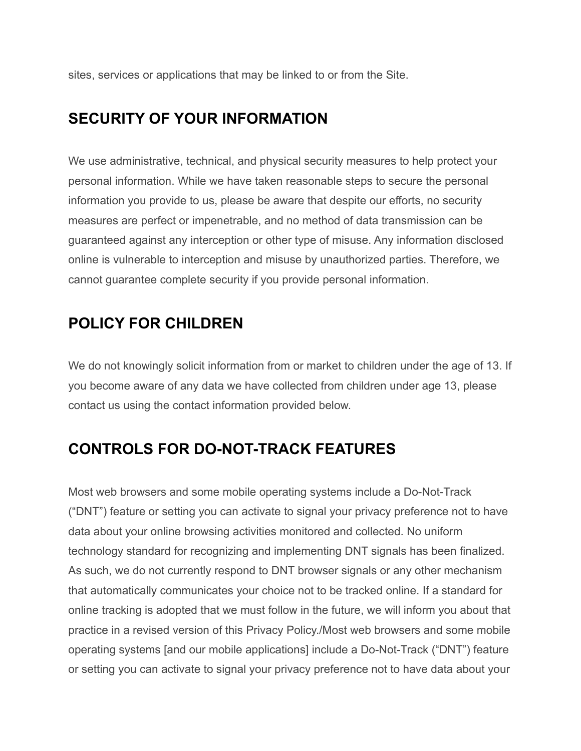sites, services or applications that may be linked to or from the Site.

## SECURITY OF YOUR INFORMATION

We use administrative, technical, and physical security measures to help protect your personal information. While we have taken reasonable steps to secure the personal information you provide to us, please be aware that despite our efforts, no security measures are perfect or impenetrable, and no method of data transmission can be guaranteed against any interception or other type of misuse. Any information disclosed online is vulnerable to interception and misuse by unauthorized parties. Therefore, we cannot guarantee complete security if you provide personal information.

## POLICY FOR CHILDREN

We do not knowingly solicit information from or market to children under the age of 13. If you become aware of any data we have collected from children under age 13, please contact us using the contact information provided below.

## CONTROLS FOR DO-NOT-TRACK FEATURES

Most web browsers and some mobile operating systems include a Do-Not-Track ("DNT") feature or setting you can activate to signal your privacy preference not to have data about your online browsing activities monitored and collected. No uniform technology standard for recognizing and implementing DNT signals has been finalized. As such, we do not currently respond to DNT browser signals or any other mechanism that automatically communicates your choice not to be tracked online. If a standard for online tracking is adopted that we must follow in the future, we will inform you about that practice in a revised version of this Privacy Policy./Most web browsers and some mobile operating systems [and our mobile applications] include a Do-Not-Track ("DNT") feature or setting you can activate to signal your privacy preference not to have data about your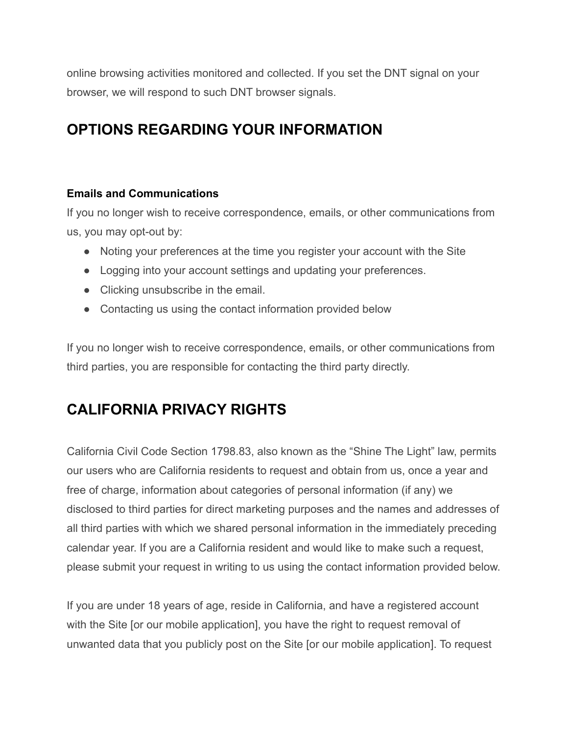online browsing activities monitored and collected. If you set the DNT signal on your browser, we will respond to such DNT browser signals.

## OPTIONS REGARDING YOUR INFORMATION

**Emails and Communications**

If you no longer wish to receive correspondence, emails, or other communications from us, you may opt-out by:

- Noting your preferences at the time you register your account with the Site
- Logging into your account settings and updating your preferences.
- Clicking unsubscribe in the email.
- Contacting us using the contact information provided below

If you no longer wish to receive correspondence, emails, or other communications from third parties, you are responsible for contacting the third party directly.

## CALIFORNIA PRIVACY RIGHTS

California Civil Code Section 1798.83, also known as the “Shine The Light” law, permits our users who are California residents to request and obtain from us, once a year and free of charge, information about categories of personal information (if any) we disclosed to third parties for direct marketing purposes and the names and addresses of all third parties with which we shared personal information in the immediately preceding calendar year. If you are a California resident and would like to make such a request, please submit your request in writing to us using the contact information provided below.

If you are under 18 years of age, reside in California, and have a registered account with the Site [or our mobile application], you have the right to request removal of unwanted data that you publicly post on the Site [or our mobile application]. To request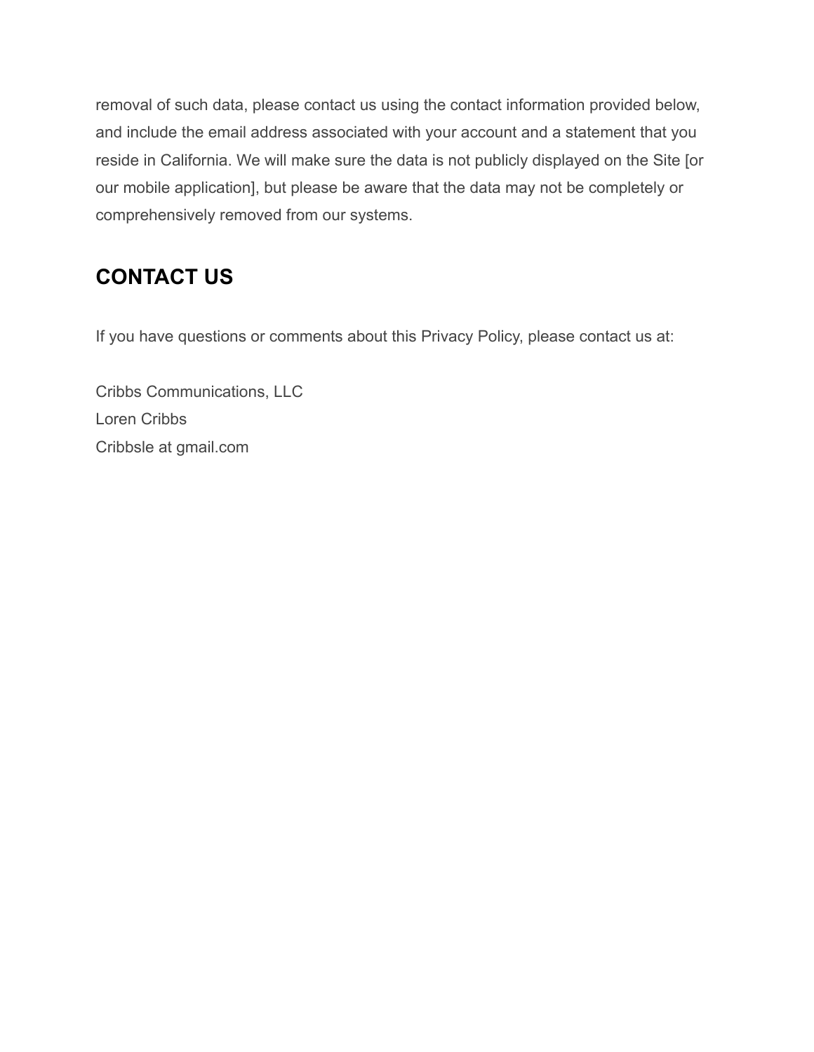removal of such data, please contact us using the contact information provided below, and include the email address associated with your account and a statement that you reside in California. We will make sure the data is not publicly displayed on the Site [or our mobile application], but please be aware that the data may not be completely or comprehensively removed from our systems.

## CONTACT US

If you have questions or comments about this Privacy Policy, please contact us at:

Cribbs Communications, LLC
Loren Cribbs
Cribbsle at gmail.com